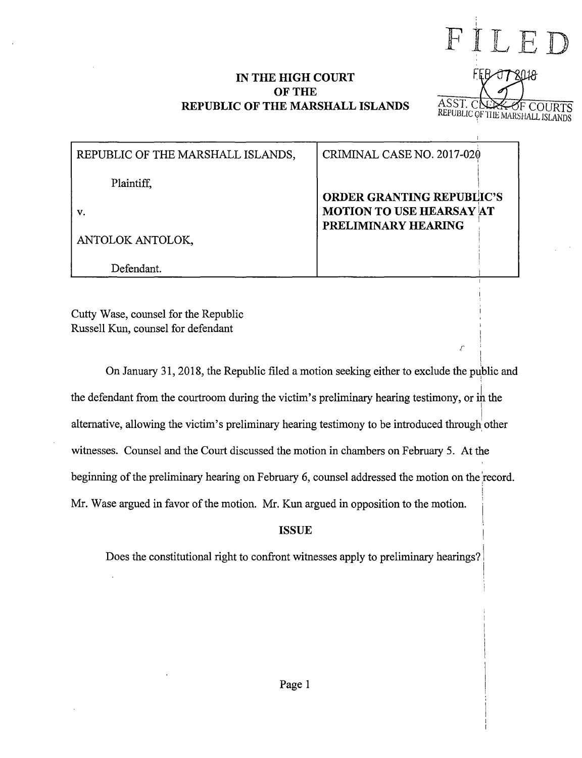FILED

FEB 07 2018

ASST. CLERK OF COURTS
REPUBLIC OF THE MARSHALL ISLANDS

**IN THE HIGH COURT**
**OF THE**
**REPUBLIC OF THE MARSHALL ISLANDS**

| REPUBLIC OF THE MARSHALL ISLANDS,<br><br>Plaintiff,<br><br>v.<br><br>ANTOLOK ANTOLOK,<br><br>Defendant. | CRIMINAL CASE NO. 2017-020<br><br>**ORDER GRANTING REPUBLIC'S MOTION TO USE HEARSAY AT PRELIMINARY HEARING** |
|---|---|

Cutty Wase, counsel for the Republic
Russell Kun, counsel for defendant

On January 31, 2018, the Republic filed a motion seeking either to exclude the public and the defendant from the courtroom during the victim's preliminary hearing testimony, or in the alternative, allowing the victim's preliminary hearing testimony to be introduced through other witnesses. Counsel and the Court discussed the motion in chambers on February 5. At the beginning of the preliminary hearing on February 6, counsel addressed the motion on the record. Mr. Wase argued in favor of the motion. Mr. Kun argued in opposition to the motion.

**ISSUE**

Does the constitutional right to confront witnesses apply to preliminary hearings?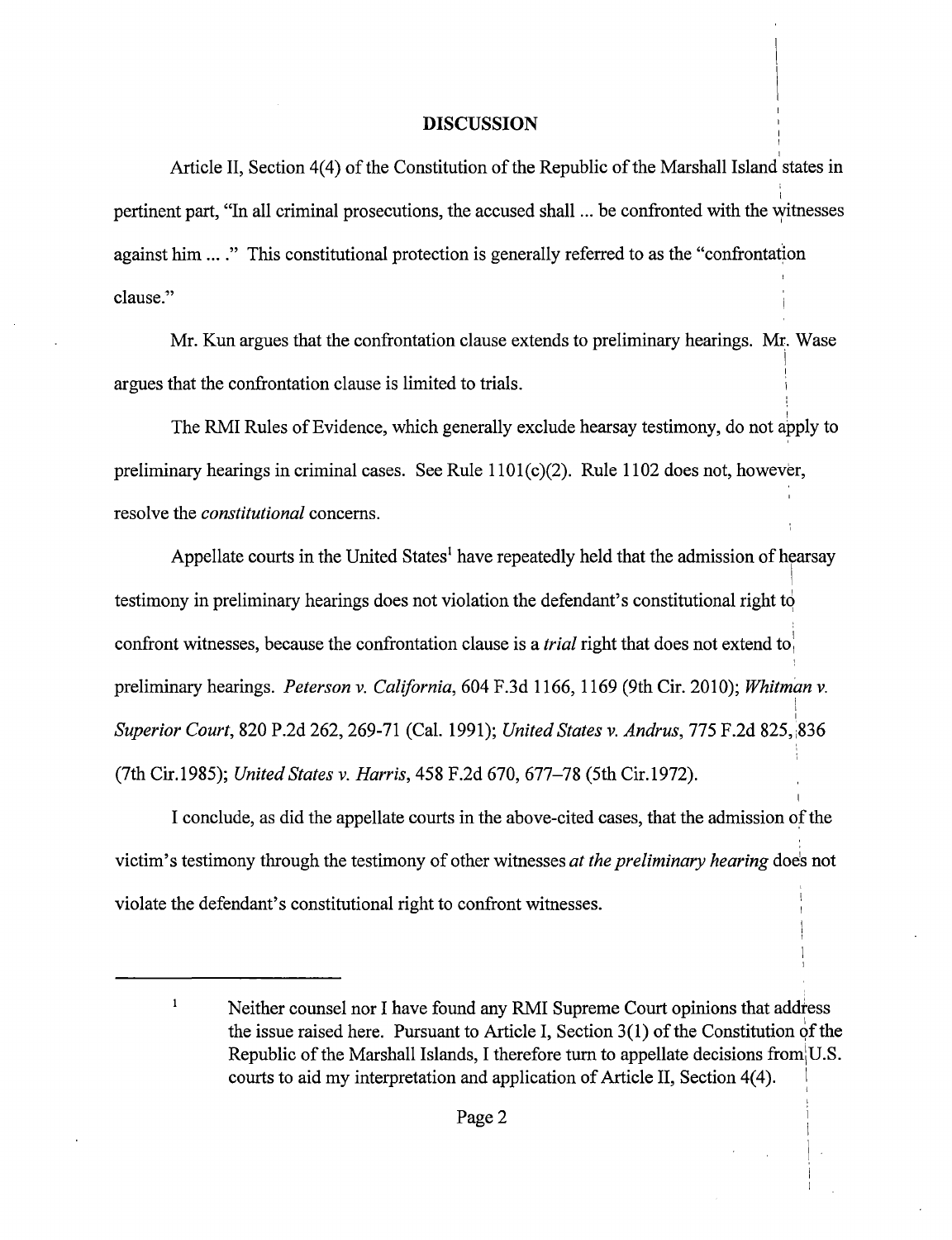## DISCUSSION

Article II, Section 4(4) of the Constitution of the Republic of the Marshall Island states in pertinent part, "In all criminal prosecutions, the accused shall ... be confronted with the witnesses against him ... ." This constitutional protection is generally referred to as the "confrontation clause."

Mr. Kun argues that the confrontation clause extends to preliminary hearings. Mr. Wase argues that the confrontation clause is limited to trials.

The RMI Rules of Evidence, which generally exclude hearsay testimony, do not apply to preliminary hearings in criminal cases. See Rule 1101(c)(2). Rule 1102 does not, however, resolve the *constitutional* concerns.

Appellate courts in the United States[1] have repeatedly held that the admission of hearsay testimony in preliminary hearings does not violation the defendant's constitutional right to confront witnesses, because the confrontation clause is a *trial* right that does not extend to preliminary hearings. *Peterson v. California*, 604 F.3d 1166, 1169 (9th Cir. 2010); *Whitman v. Superior Court*, 820 P.2d 262, 269-71 (Cal. 1991); *United States v. Andrus*, 775 F.2d 825, 836 (7th Cir.1985); *United States v. Harris*, 458 F.2d 670, 677–78 (5th Cir.1972).

I conclude, as did the appellate courts in the above-cited cases, that the admission of the victim's testimony through the testimony of other witnesses *at the preliminary hearing* does not violate the defendant's constitutional right to confront witnesses.

---

[1] Neither counsel nor I have found any RMI Supreme Court opinions that address the issue raised here. Pursuant to Article I, Section 3(1) of the Constitution of the Republic of the Marshall Islands, I therefore turn to appellate decisions from U.S. courts to aid my interpretation and application of Article II, Section 4(4).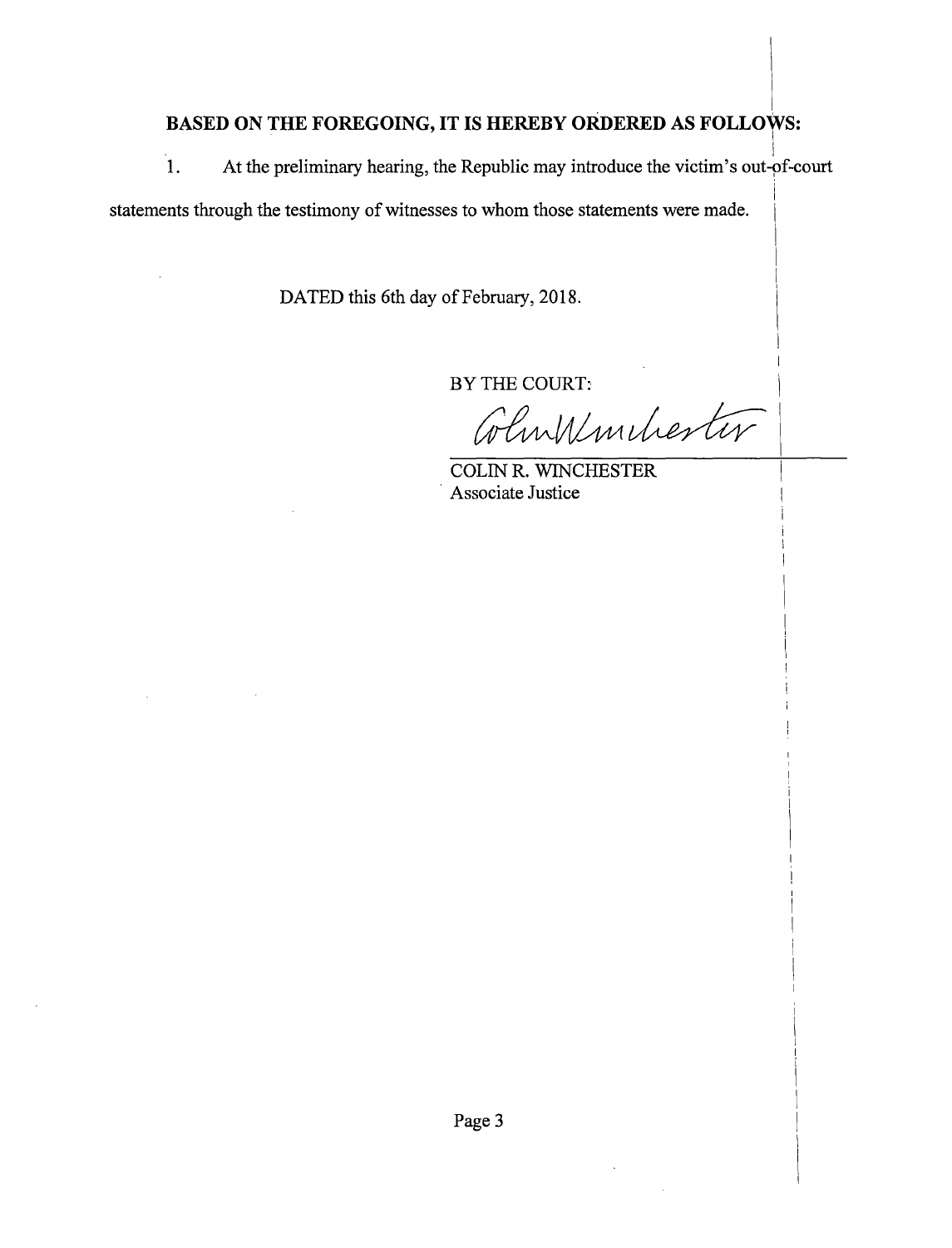**BASED ON THE FOREGOING, IT IS HEREBY ORDERED AS FOLLOWS:**

1. At the preliminary hearing, the Republic may introduce the victim's out-of-court statements through the testimony of witnesses to whom those statements were made.

DATED this 6th day of February, 2018.

BY THE COURT:

COLIN R. WINCHESTER
Associate Justice